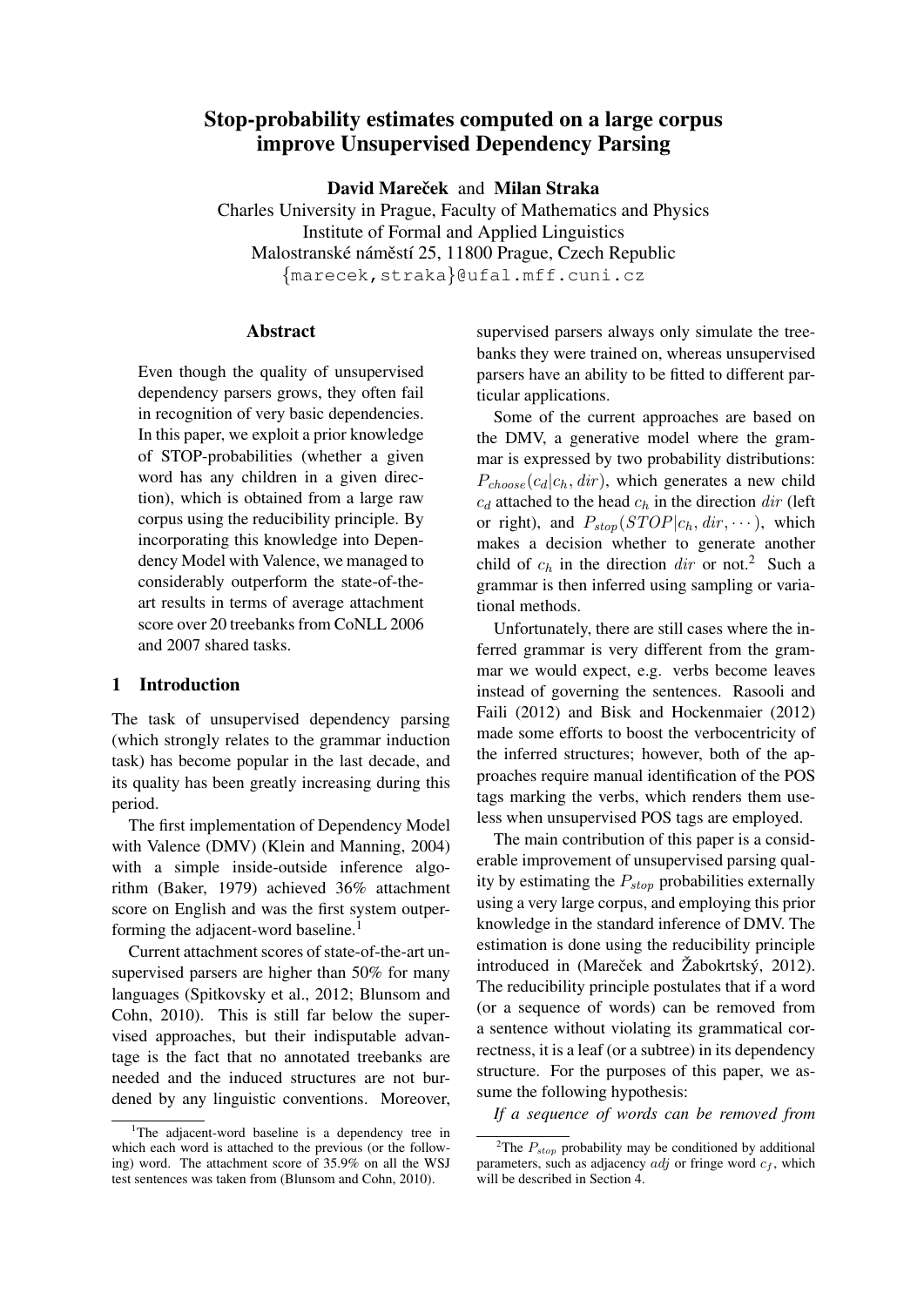# Stop-probability estimates computed on a large corpus improve Unsupervised Dependency Parsing

**David Mareček** and **Milan Straka**

Charles University in Prague, Faculty of Mathematics and Physics
Institute of Formal and Applied Linguistics
Malostranské náměstí 25, 11800 Prague, Czech Republic
{marecek,straka}@ufal.mff.cuni.cz

## Abstract

Even though the quality of unsupervised dependency parsers grows, they often fail in recognition of very basic dependencies. In this paper, we exploit a prior knowledge of STOP-probabilities (whether a given word has any children in a given direction), which is obtained from a large raw corpus using the reducibility principle. By incorporating this knowledge into Dependency Model with Valence, we managed to considerably outperform the state-of-the-art results in terms of average attachment score over 20 treebanks from CoNLL 2006 and 2007 shared tasks.

## 1 Introduction

The task of unsupervised dependency parsing (which strongly relates to the grammar induction task) has become popular in the last decade, and its quality has been greatly increasing during this period.

The first implementation of Dependency Model with Valence (DMV) (Klein and Manning, 2004) with a simple inside-outside inference algorithm (Baker, 1979) achieved 36% attachment score on English and was the first system outperforming the adjacent-word baseline.[1]

Current attachment scores of state-of-the-art unsupervised parsers are higher than 50% for many languages (Spitkovsky et al., 2012; Blunsom and Cohn, 2010). This is still far below the supervised approaches, but their indisputable advantage is the fact that no annotated treebanks are needed and the induced structures are not burdened by any linguistic conventions. Moreover, supervised parsers always only simulate the treebanks they were trained on, whereas unsupervised parsers have an ability to be fitted to different particular applications.

Some of the current approaches are based on the DMV, a generative model where the grammar is expressed by two probability distributions: $P_{choose}(c_d|c_h, dir)$, which generates a new child $c_d$ attached to the head $c_h$ in the direction $dir$ (left or right), and $P_{stop}(STOP|c_h, dir, \cdots)$, which makes a decision whether to generate another child of $c_h$ in the direction $dir$ or not.[2] Such a grammar is then inferred using sampling or variational methods.

Unfortunately, there are still cases where the inferred grammar is very different from the grammar we would expect, e.g. verbs become leaves instead of governing the sentences. Rasooli and Faili (2012) and Bisk and Hockenmaier (2012) made some efforts to boost the verbocentricity of the inferred structures; however, both of the approaches require manual identification of the POS tags marking the verbs, which renders them useless when unsupervised POS tags are employed.

The main contribution of this paper is a considerable improvement of unsupervised parsing quality by estimating the $P_{stop}$ probabilities externally using a very large corpus, and employing this prior knowledge in the standard inference of DMV. The estimation is done using the reducibility principle introduced in (Mareček and Žabokrtský, 2012). The reducibility principle postulates that if a word (or a sequence of words) can be removed from a sentence without violating its grammatical correctness, it is a leaf (or a subtree) in its dependency structure. For the purposes of this paper, we assume the following hypothesis:

*If a sequence of words can be removed from*

[1] The adjacent-word baseline is a dependency tree in which each word is attached to the previous (or the following) word. The attachment score of 35.9% on all the WSJ test sentences was taken from (Blunsom and Cohn, 2010).

[2] The $P_{stop}$ probability may be conditioned by additional parameters, such as adjacency $adj$ or fringe word $c_f$, which will be described in Section 4.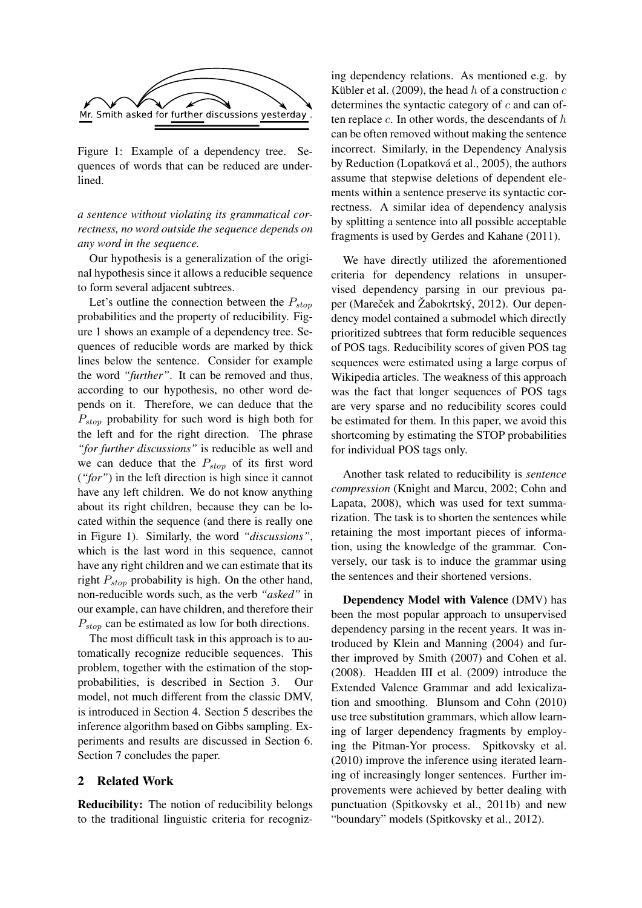Mr. Smith asked for further discussions yesterday .

Figure 1: Example of a dependency tree. Sequences of words that can be reduced are underlined.

*a sentence without violating its grammatical correctness, no word outside the sequence depends on any word in the sequence.*

Our hypothesis is a generalization of the original hypothesis since it allows a reducible sequence to form several adjacent subtrees.

Let's outline the connection between the $P_{stop}$ probabilities and the property of reducibility. Figure 1 shows an example of a dependency tree. Sequences of reducible words are marked by thick lines below the sentence. Consider for example the word *"further"*. It can be removed and thus, according to our hypothesis, no other word depends on it. Therefore, we can deduce that the $P_{stop}$ probability for such word is high both for the left and for the right direction. The phrase *"for further discussions"* is reducible as well and we can deduce that the $P_{stop}$ of its first word (*"for"*) in the left direction is high since it cannot have any left children. We do not know anything about its right children, because they can be located within the sequence (and there is really one in Figure 1). Similarly, the word *"discussions"*, which is the last word in this sequence, cannot have any right children and we can estimate that its right $P_{stop}$ probability is high. On the other hand, non-reducible words such, as the verb *"asked"* in our example, can have children, and therefore their $P_{stop}$ can be estimated as low for both directions.

The most difficult task in this approach is to automatically recognize reducible sequences. This problem, together with the estimation of the stop-probabilities, is described in Section 3. Our model, not much different from the classic DMV, is introduced in Section 4. Section 5 describes the inference algorithm based on Gibbs sampling. Experiments and results are discussed in Section 6. Section 7 concludes the paper.

## 2 Related Work

**Reducibility:** The notion of reducibility belongs to the traditional linguistic criteria for recognizing dependency relations. As mentioned e.g. by Kübler et al. (2009), the head $h$ of a construction $c$ determines the syntactic category of $c$ and can often replace $c$. In other words, the descendants of $h$ can be often removed without making the sentence incorrect. Similarly, in the Dependency Analysis by Reduction (Lopatková et al., 2005), the authors assume that stepwise deletions of dependent elements within a sentence preserve its syntactic correctness. A similar idea of dependency analysis by splitting a sentence into all possible acceptable fragments is used by Gerdes and Kahane (2011).

We have directly utilized the aforementioned criteria for dependency relations in unsupervised dependency parsing in our previous paper (Mareček and Žabokrtský, 2012). Our dependency model contained a submodel which directly prioritized subtrees that form reducible sequences of POS tags. Reducibility scores of given POS tag sequences were estimated using a large corpus of Wikipedia articles. The weakness of this approach was the fact that longer sequences of POS tags are very sparse and no reducibility scores could be estimated for them. In this paper, we avoid this shortcoming by estimating the STOP probabilities for individual POS tags only.

Another task related to reducibility is *sentence compression* (Knight and Marcu, 2002; Cohn and Lapata, 2008), which was used for text summarization. The task is to shorten the sentences while retaining the most important pieces of information, using the knowledge of the grammar. Conversely, our task is to induce the grammar using the sentences and their shortened versions.

**Dependency Model with Valence** (DMV) has been the most popular approach to unsupervised dependency parsing in the recent years. It was introduced by Klein and Manning (2004) and further improved by Smith (2007) and Cohen et al. (2008). Headden III et al. (2009) introduce the Extended Valence Grammar and add lexicalization and smoothing. Blunsom and Cohn (2010) use tree substitution grammars, which allow learning of larger dependency fragments by employing the Pitman-Yor process. Spitkovsky et al. (2010) improve the inference using iterated learning of increasingly longer sentences. Further improvements were achieved by better dealing with punctuation (Spitkovsky et al., 2011b) and new "boundary" models (Spitkovsky et al., 2012).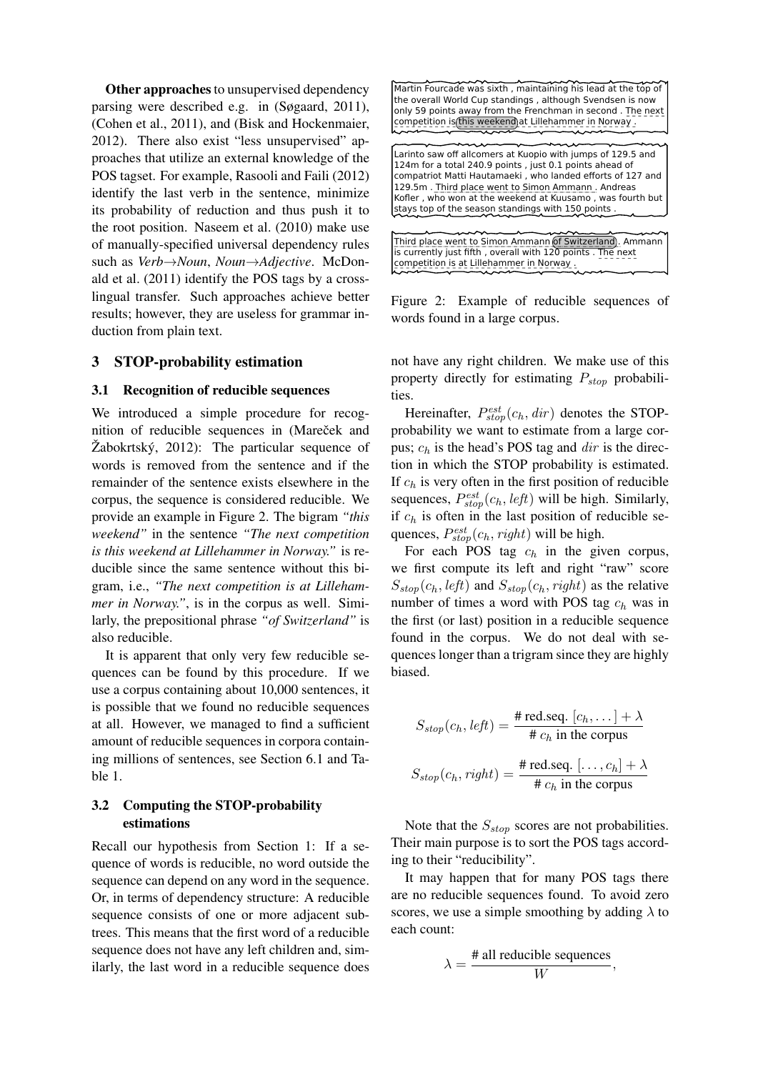**Other approaches** to unsupervised dependency parsing were described e.g. in (Søgaard, 2011), (Cohen et al., 2011), and (Bisk and Hockenmaier, 2012). There also exist "less unsupervised" approaches that utilize an external knowledge of the POS tagset. For example, Rasooli and Faili (2012) identify the last verb in the sentence, minimize its probability of reduction and thus push it to the root position. Naseem et al. (2010) make use of manually-specified universal dependency rules such as *Verb→Noun*, *Noun→Adjective*. McDonald et al. (2011) identify the POS tags by a cross-lingual transfer. Such approaches achieve better results; however, they are useless for grammar induction from plain text.

## 3 STOP-probability estimation

### 3.1 Recognition of reducible sequences

We introduced a simple procedure for recognition of reducible sequences in (Mareček and Žabokrtský, 2012): The particular sequence of words is removed from the sentence and if the remainder of the sentence exists elsewhere in the corpus, the sequence is considered reducible. We provide an example in Figure 2. The bigram *"this weekend"* in the sentence *"The next competition is this weekend at Lillehammer in Norway."* is reducible since the same sentence without this bigram, i.e., *"The next competition is at Lillehammer in Norway."*, is in the corpus as well. Similarly, the prepositional phrase *"of Switzerland"* is also reducible.

It is apparent that only very few reducible sequences can be found by this procedure. If we use a corpus containing about 10,000 sentences, it is possible that we found no reducible sequences at all. However, we managed to find a sufficient amount of reducible sequences in corpora containing millions of sentences, see Section 6.1 and Table 1.

Martin Fourcade was sixth , maintaining his lead at the top of the overall World Cup standings , although Svendsen is now only 59 points away from the Frenchman in second . The next competition is this weekend at Lillehammer in Norway .

Larinto saw off allcomers at Kuopio with jumps of 129.5 and 124m for a total 240.9 points , just 0.1 points ahead of compatriot Matti Hautamaeki , who landed efforts of 127 and 129.5m . Third place went to Simon Ammann . Andreas Kofler , who won at the weekend at Kuusamo , was fourth but stays top of the season standings with 150 points .

Third place went to Simon Ammann of Switzerland . Ammann is currently just fifth , overall with 120 points . The next competition is at Lillehammer in Norway .

Figure 2: Example of reducible sequences of words found in a large corpus.

### 3.2 Computing the STOP-probability estimations

Recall our hypothesis from Section 1: If a sequence of words is reducible, no word outside the sequence can depend on any word in the sequence. Or, in terms of dependency structure: A reducible sequence consists of one or more adjacent subtrees. This means that the first word of a reducible sequence does not have any left children and, similarly, the last word in a reducible sequence does not have any right children. We make use of this property directly for estimating $P_{stop}$ probabilities.

Hereinafter, $P^{est}_{stop}(c_h, dir)$ denotes the STOP-probability we want to estimate from a large corpus; $c_h$ is the head's POS tag and $dir$ is the direction in which the STOP probability is estimated. If $c_h$ is very often in the first position of reducible sequences, $P^{est}_{stop}(c_h, left)$ will be high. Similarly, if $c_h$ is often in the last position of reducible sequences, $P^{est}_{stop}(c_h, right)$ will be high.

For each POS tag $c_h$ in the given corpus, we first compute its left and right "raw" score $S_{stop}(c_h, left)$ and $S_{stop}(c_h, right)$ as the relative number of times a word with POS tag $c_h$ was in the first (or last) position in a reducible sequence found in the corpus. We do not deal with sequences longer than a trigram since they are highly biased.

$$S_{stop}(c_h, left) = \frac{\text{\# red.seq. } [c_h, \ldots] + \lambda}{\text{\# } c_h \text{ in the corpus}}$$

$$S_{stop}(c_h, right) = \frac{\text{\# red.seq. } [\ldots, c_h] + \lambda}{\text{\# } c_h \text{ in the corpus}}$$

Note that the $S_{stop}$ scores are not probabilities. Their main purpose is to sort the POS tags according to their "reducibility".

It may happen that for many POS tags there are no reducible sequences found. To avoid zero scores, we use a simple smoothing by adding $\lambda$ to each count:

$$\lambda = \frac{\text{\# all reducible sequences}}{W},$$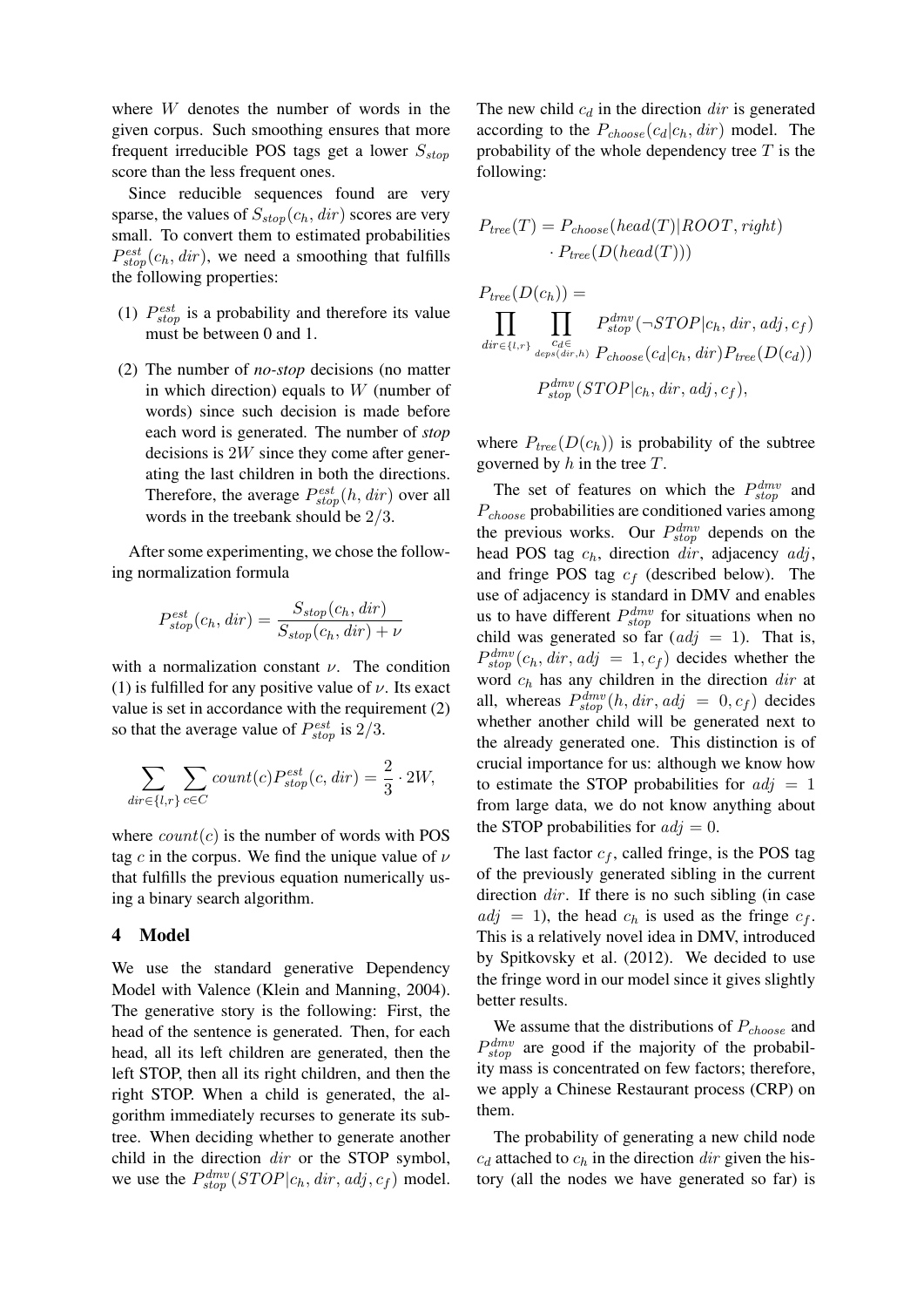where $W$ denotes the number of words in the given corpus. Such smoothing ensures that more frequent irreducible POS tags get a lower $S_{stop}$ score than the less frequent ones.

Since reducible sequences found are very sparse, the values of $S_{stop}(c_h, dir)$ scores are very small. To convert them to estimated probabilities $P^{est}_{stop}(c_h, dir)$, we need a smoothing that fulfills the following properties:

(1) $P^{est}_{stop}$ is a probability and therefore its value must be between 0 and 1.

(2) The number of *no-stop* decisions (no matter in which direction) equals to $W$ (number of words) since such decision is made before each word is generated. The number of *stop* decisions is $2W$ since they come after generating the last children in both the directions. Therefore, the average $P^{est}_{stop}(h, dir)$ over all words in the treebank should be $2/3$.

After some experimenting, we chose the following normalization formula

$$P^{est}_{stop}(c_h, dir) = \frac{S_{stop}(c_h, dir)}{S_{stop}(c_h, dir) + \nu}$$

with a normalization constant $\nu$. The condition (1) is fulfilled for any positive value of $\nu$. Its exact value is set in accordance with the requirement (2) so that the average value of $P^{est}_{stop}$ is $2/3$.

$$\sum_{dir \in \{l,r\}} \sum_{c \in C} count(c) P^{est}_{stop}(c, dir) = \frac{2}{3} \cdot 2W,$$

where $count(c)$ is the number of words with POS tag $c$ in the corpus. We find the unique value of $\nu$ that fulfills the previous equation numerically using a binary search algorithm.

# 4 Model

We use the standard generative Dependency Model with Valence (Klein and Manning, 2004). The generative story is the following: First, the head of the sentence is generated. Then, for each head, all its left children are generated, then the left STOP, then all its right children, and then the right STOP. When a child is generated, the algorithm immediately recurses to generate its subtree. When deciding whether to generate another child in the direction $dir$ or the STOP symbol, we use the $P^{dmv}_{stop}(STOP|c_h, dir, adj, c_f)$ model. The new child $c_d$ in the direction $dir$ is generated according to the $P_{choose}(c_d|c_h, dir)$ model. The probability of the whole dependency tree $T$ is the following:

$$P_{tree}(T) = P_{choose}(head(T)|ROOT, right) \cdot P_{tree}(D(head(T)))$$

$$P_{tree}(D(c_h)) = \prod_{dir \in \{l,r\}} \prod_{\substack{c_d \in \\ deps(dir,h)}} P^{dmv}_{stop}(\neg STOP|c_h, dir, adj, c_f) \, P_{choose}(c_d|c_h, dir) P_{tree}(D(c_d)) \; P^{dmv}_{stop}(STOP|c_h, dir, adj, c_f),$$

where $P_{tree}(D(c_h))$ is probability of the subtree governed by $h$ in the tree $T$.

The set of features on which the $P^{dmv}_{stop}$ and $P_{choose}$ probabilities are conditioned varies among the previous works. Our $P^{dmv}_{stop}$ depends on the head POS tag $c_h$, direction $dir$, adjacency $adj$, and fringe POS tag $c_f$ (described below). The use of adjacency is standard in DMV and enables us to have different $P^{dmv}_{stop}$ for situations when no child was generated so far ($adj = 1$). That is, $P^{dmv}_{stop}(c_h, dir, adj = 1, c_f)$ decides whether the word $c_h$ has any children in the direction $dir$ at all, whereas $P^{dmv}_{stop}(h, dir, adj = 0, c_f)$ decides whether another child will be generated next to the already generated one. This distinction is of crucial importance for us: although we know how to estimate the STOP probabilities for $adj = 1$ from large data, we do not know anything about the STOP probabilities for $adj = 0$.

The last factor $c_f$, called fringe, is the POS tag of the previously generated sibling in the current direction $dir$. If there is no such sibling (in case $adj = 1$), the head $c_h$ is used as the fringe $c_f$. This is a relatively novel idea in DMV, introduced by Spitkovsky et al. (2012). We decided to use the fringe word in our model since it gives slightly better results.

We assume that the distributions of $P_{choose}$ and $P^{dmv}_{stop}$ are good if the majority of the probability mass is concentrated on few factors; therefore, we apply a Chinese Restaurant process (CRP) on them.

The probability of generating a new child node $c_d$ attached to $c_h$ in the direction $dir$ given the history (all the nodes we have generated so far) is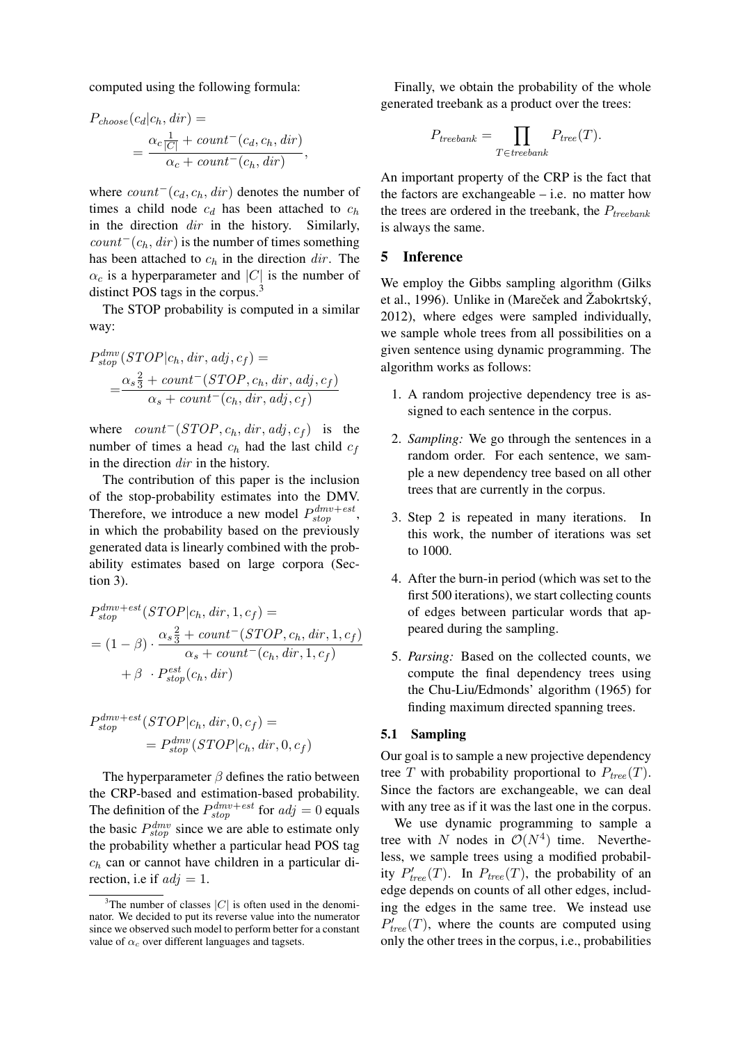computed using the following formula:

$$P_{choose}(c_d|c_h, dir) = \frac{\alpha_c \frac{1}{|C|} + count^-(c_d, c_h, dir)}{\alpha_c + count^-(c_h, dir)},$$

where $count^-(c_d, c_h, dir)$ denotes the number of times a child node $c_d$ has been attached to $c_h$ in the direction $dir$ in the history. Similarly, $count^-(c_h, dir)$ is the number of times something has been attached to $c_h$ in the direction $dir$. The $\alpha_c$ is a hyperparameter and $|C|$ is the number of distinct POS tags in the corpus.[3]

The STOP probability is computed in a similar way:

$$P^{dmv}_{stop}(STOP|c_h, dir, adj, c_f) = \frac{\alpha_s \frac{2}{3} + count^-(STOP, c_h, dir, adj, c_f)}{\alpha_s + count^-(c_h, dir, adj, c_f)}$$

where $count^-(STOP, c_h, dir, adj, c_f)$ is the number of times a head $c_h$ had the last child $c_f$ in the direction $dir$ in the history.

The contribution of this paper is the inclusion of the stop-probability estimates into the DMV. Therefore, we introduce a new model $P^{dmv+est}_{stop}$, in which the probability based on the previously generated data is linearly combined with the probability estimates based on large corpora (Section 3).

$$P^{dmv+est}_{stop}(STOP|c_h, dir, 1, c_f) = (1-\beta) \cdot \frac{\alpha_s \frac{2}{3} + count^-(STOP, c_h, dir, 1, c_f)}{\alpha_s + count^-(c_h, dir, 1, c_f)} + \beta \cdot P^{est}_{stop}(c_h, dir)$$

$$P^{dmv+est}_{stop}(STOP|c_h, dir, 0, c_f) = P^{dmv}_{stop}(STOP|c_h, dir, 0, c_f)$$

The hyperparameter $\beta$ defines the ratio between the CRP-based and estimation-based probability. The definition of the $P^{dmv+est}_{stop}$ for $adj = 0$ equals the basic $P^{dmv}_{stop}$ since we are able to estimate only the probability whether a particular head POS tag $c_h$ can or cannot have children in a particular direction, i.e if $adj = 1$.

Finally, we obtain the probability of the whole generated treebank as a product over the trees:

$$P_{treebank} = \prod_{T \in treebank} P_{tree}(T).$$

An important property of the CRP is the fact that the factors are exchangeable – i.e. no matter how the trees are ordered in the treebank, the $P_{treebank}$ is always the same.

## 5 Inference

We employ the Gibbs sampling algorithm (Gilks et al., 1996). Unlike in (Mareček and Žabokrtský, 2012), where edges were sampled individually, we sample whole trees from all possibilities on a given sentence using dynamic programming. The algorithm works as follows:

1. A random projective dependency tree is assigned to each sentence in the corpus.
2. *Sampling:* We go through the sentences in a random order. For each sentence, we sample a new dependency tree based on all other trees that are currently in the corpus.
3. Step 2 is repeated in many iterations. In this work, the number of iterations was set to 1000.
4. After the burn-in period (which was set to the first 500 iterations), we start collecting counts of edges between particular words that appeared during the sampling.
5. *Parsing:* Based on the collected counts, we compute the final dependency trees using the Chu-Liu/Edmonds' algorithm (1965) for finding maximum directed spanning trees.

### 5.1 Sampling

Our goal is to sample a new projective dependency tree $T$ with probability proportional to $P_{tree}(T)$. Since the factors are exchangeable, we can deal with any tree as if it was the last one in the corpus.

We use dynamic programming to sample a tree with $N$ nodes in $\mathcal{O}(N^4)$ time. Nevertheless, we sample trees using a modified probability $P'_{tree}(T)$. In $P_{tree}(T)$, the probability of an edge depends on counts of all other edges, including the edges in the same tree. We instead use $P'_{tree}(T)$, where the counts are computed using only the other trees in the corpus, i.e., probabilities

[3] The number of classes $|C|$ is often used in the denominator. We decided to put its reverse value into the numerator since we observed such model to perform better for a constant value of $\alpha_c$ over different languages and tagsets.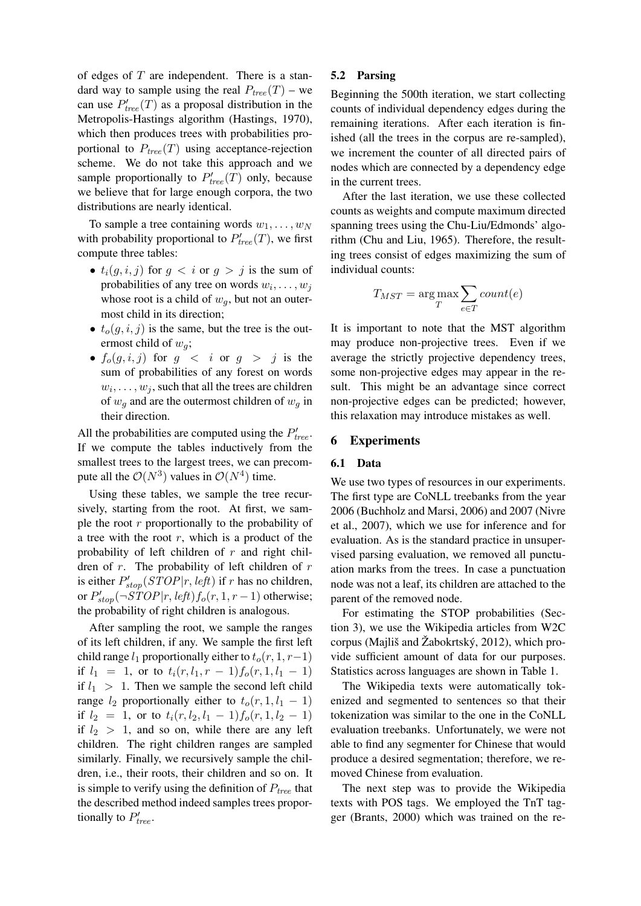of edges of $T$ are independent. There is a standard way to sample using the real $P_{tree}(T)$ – we can use $P'_{tree}(T)$ as a proposal distribution in the Metropolis-Hastings algorithm (Hastings, 1970), which then produces trees with probabilities proportional to $P_{tree}(T)$ using acceptance-rejection scheme. We do not take this approach and we sample proportionally to $P'_{tree}(T)$ only, because we believe that for large enough corpora, the two distributions are nearly identical.

To sample a tree containing words $w_1, \ldots, w_N$ with probability proportional to $P'_{tree}(T)$, we first compute three tables:

- $t_i(g, i, j)$ for $g < i$ or $g > j$ is the sum of probabilities of any tree on words $w_i, \ldots, w_j$ whose root is a child of $w_g$, but not an outermost child in its direction;
- $t_o(g, i, j)$ is the same, but the tree is the outermost child of $w_g$;
- $f_o(g, i, j)$ for $g < i$ or $g > j$ is the sum of probabilities of any forest on words $w_i, \ldots, w_j$, such that all the trees are children of $w_g$ and are the outermost children of $w_g$ in their direction.

All the probabilities are computed using the $P'_{tree}$. If we compute the tables inductively from the smallest trees to the largest trees, we can precompute all the $\mathcal{O}(N^3)$ values in $\mathcal{O}(N^4)$ time.

Using these tables, we sample the tree recursively, starting from the root. At first, we sample the root $r$ proportionally to the probability of a tree with the root $r$, which is a product of the probability of left children of $r$ and right children of $r$. The probability of left children of $r$ is either $P'_{stop}(STOP|r, \mathit{left})$ if $r$ has no children, or $P'_{stop}(\neg STOP|r, \mathit{left}) f_o(r, 1, r-1)$ otherwise; the probability of right children is analogous.

After sampling the root, we sample the ranges of its left children, if any. We sample the first left child range $l_1$ proportionally either to $t_o(r, 1, r-1)$ if $l_1 = 1$, or to $t_i(r, l_1, r-1) f_o(r, 1, l_1 - 1)$ if $l_1 > 1$. Then we sample the second left child range $l_2$ proportionally either to $t_o(r, 1, l_1 - 1)$ if $l_2 = 1$, or to $t_i(r, l_2, l_1 - 1) f_o(r, 1, l_2 - 1)$ if $l_2 > 1$, and so on, while there are any left children. The right children ranges are sampled similarly. Finally, we recursively sample the children, i.e., their roots, their children and so on. It is simple to verify using the definition of $P_{tree}$ that the described method indeed samples trees proportionally to $P'_{tree}$.

### 5.2 Parsing

Beginning the 500th iteration, we start collecting counts of individual dependency edges during the remaining iterations. After each iteration is finished (all the trees in the corpus are re-sampled), we increment the counter of all directed pairs of nodes which are connected by a dependency edge in the current trees.

After the last iteration, we use these collected counts as weights and compute maximum directed spanning trees using the Chu-Liu/Edmonds' algorithm (Chu and Liu, 1965). Therefore, the resulting trees consist of edges maximizing the sum of individual counts:

$$T_{MST} = \arg\max_{T} \sum_{e \in T} count(e)$$

It is important to note that the MST algorithm may produce non-projective trees. Even if we average the strictly projective dependency trees, some non-projective edges may appear in the result. This might be an advantage since correct non-projective edges can be predicted; however, this relaxation may introduce mistakes as well.

## 6 Experiments

### 6.1 Data

We use two types of resources in our experiments. The first type are CoNLL treebanks from the year 2006 (Buchholz and Marsi, 2006) and 2007 (Nivre et al., 2007), which we use for inference and for evaluation. As is the standard practice in unsupervised parsing evaluation, we removed all punctuation marks from the trees. In case a punctuation node was not a leaf, its children are attached to the parent of the removed node.

For estimating the STOP probabilities (Section 3), we use the Wikipedia articles from W2C corpus (Majliš and Žabokrtský, 2012), which provide sufficient amount of data for our purposes. Statistics across languages are shown in Table 1.

The Wikipedia texts were automatically tokenized and segmented to sentences so that their tokenization was similar to the one in the CoNLL evaluation treebanks. Unfortunately, we were not able to find any segmenter for Chinese that would produce a desired segmentation; therefore, we removed Chinese from evaluation.

The next step was to provide the Wikipedia texts with POS tags. We employed the TnT tagger (Brants, 2000) which was trained on the re-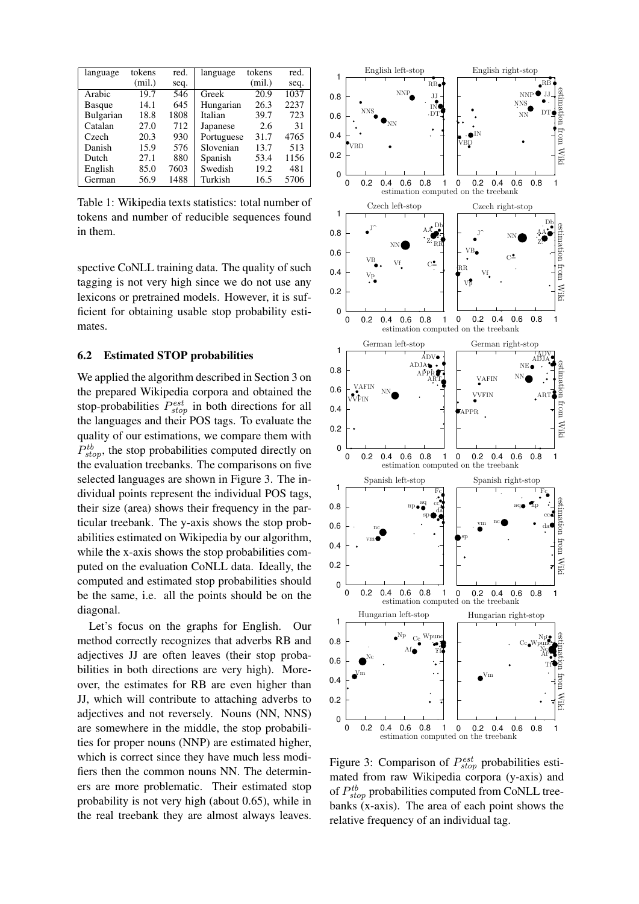| language | tokens (mil.) | red. seq. | language | tokens (mil.) | red. seq. |
|---|---|---|---|---|---|
| Arabic | 19.7 | 546 | Greek | 20.9 | 1037 |
| Basque | 14.1 | 645 | Hungarian | 26.3 | 2237 |
| Bulgarian | 18.8 | 1808 | Italian | 39.7 | 723 |
| Catalan | 27.0 | 712 | Japanese | 2.6 | 31 |
| Czech | 20.3 | 930 | Portuguese | 31.7 | 4765 |
| Danish | 15.9 | 576 | Slovenian | 13.7 | 513 |
| Dutch | 27.1 | 880 | Spanish | 53.4 | 1156 |
| English | 85.0 | 7603 | Swedish | 19.2 | 481 |
| German | 56.9 | 1488 | Turkish | 16.5 | 5706 |

Table 1: Wikipedia texts statistics: total number of tokens and number of reducible sequences found in them.

spective CoNLL training data. The quality of such tagging is not very high since we do not use any lexicons or pretrained models. However, it is sufficient for obtaining usable stop probability estimates.

### 6.2 Estimated STOP probabilities

We applied the algorithm described in Section 3 on the prepared Wikipedia corpora and obtained the stop-probabilities $P_{stop}^{est}$ in both directions for all the languages and their POS tags. To evaluate the quality of our estimations, we compare them with $P_{stop}^{tb}$, the stop probabilities computed directly on the evaluation treebanks. The comparisons on five selected languages are shown in Figure 3. The individual points represent the individual POS tags, their size (area) shows their frequency in the particular treebank. The y-axis shows the stop probabilities estimated on Wikipedia by our algorithm, while the x-axis shows the stop probabilities computed on the evaluation CoNLL data. Ideally, the computed and estimated stop probabilities should be the same, i.e. all the points should be on the diagonal.

Let's focus on the graphs for English. Our method correctly recognizes that adverbs RB and adjectives JJ are often leaves (their stop probabilities in both directions are very high). Moreover, the estimates for RB are even higher than JJ, which will contribute to attaching adverbs to adjectives and not reversely. Nouns (NN, NNS) are somewhere in the middle, the stop probabilities for proper nouns (NNP) are estimated higher, which is correct since they have much less modifiers then the common nouns NN. The determiners are more problematic. Their estimated stop probability is not very high (about 0.65), while in the real treebank they are almost always leaves.

Figure 3: Comparison of $P_{stop}^{est}$ probabilities estimated from raw Wikipedia corpora (y-axis) and of $P_{stop}^{tb}$ probabilities computed from CoNLL treebanks (x-axis). The area of each point shows the relative frequency of an individual tag.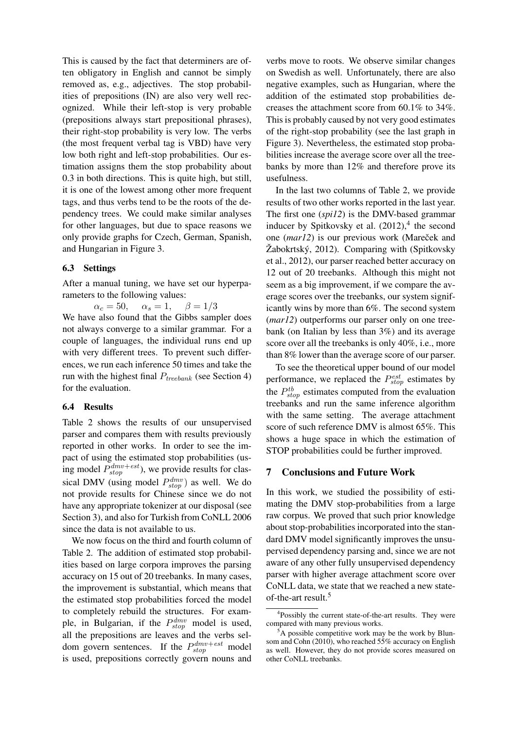This is caused by the fact that determiners are often obligatory in English and cannot be simply removed as, e.g., adjectives. The stop probabilities of prepositions (IN) are also very well recognized. While their left-stop is very probable (prepositions always start prepositional phrases), their right-stop probability is very low. The verbs (the most frequent verbal tag is VBD) have very low both right and left-stop probabilities. Our estimation assigns them the stop probability about 0.3 in both directions. This is quite high, but still, it is one of the lowest among other more frequent tags, and thus verbs tend to be the roots of the dependency trees. We could make similar analyses for other languages, but due to space reasons we only provide graphs for Czech, German, Spanish, and Hungarian in Figure 3.

### 6.3 Settings

After a manual tuning, we have set our hyperparameters to the following values:

$$\alpha_c = 50, \quad \alpha_s = 1, \quad \beta = 1/3$$

We have also found that the Gibbs sampler does not always converge to a similar grammar. For a couple of languages, the individual runs end up with very different trees. To prevent such differences, we run each inference 50 times and take the run with the highest final $P_{treebank}$ (see Section 4) for the evaluation.

### 6.4 Results

Table 2 shows the results of our unsupervised parser and compares them with results previously reported in other works. In order to see the impact of using the estimated stop probabilities (using model $P_{stop}^{dmv+est}$), we provide results for classical DMV (using model $P_{stop}^{dmv}$) as well. We do not provide results for Chinese since we do not have any appropriate tokenizer at our disposal (see Section 3), and also for Turkish from CoNLL 2006 since the data is not available to us.

We now focus on the third and fourth column of Table 2. The addition of estimated stop probabilities based on large corpora improves the parsing accuracy on 15 out of 20 treebanks. In many cases, the improvement is substantial, which means that the estimated stop probabilities forced the model to completely rebuild the structures. For example, in Bulgarian, if the $P_{stop}^{dmv}$ model is used, all the prepositions are leaves and the verbs seldom govern sentences. If the $P_{stop}^{dmv+est}$ model is used, prepositions correctly govern nouns and verbs move to roots. We observe similar changes on Swedish as well. Unfortunately, there are also negative examples, such as Hungarian, where the addition of the estimated stop probabilities decreases the attachment score from 60.1% to 34%. This is probably caused by not very good estimates of the right-stop probability (see the last graph in Figure 3). Nevertheless, the estimated stop probabilities increase the average score over all the treebanks by more than 12% and therefore prove its usefulness.

In the last two columns of Table 2, we provide results of two other works reported in the last year. The first one (*spi12*) is the DMV-based grammar inducer by Spitkovsky et al. (2012),[4] the second one (*mar12*) is our previous work (Mareček and Žabokrtský, 2012). Comparing with (Spitkovsky et al., 2012), our parser reached better accuracy on 12 out of 20 treebanks. Although this might not seem as a big improvement, if we compare the average scores over the treebanks, our system significantly wins by more than 6%. The second system (*mar12*) outperforms our parser only on one treebank (on Italian by less than 3%) and its average score over all the treebanks is only 40%, i.e., more than 8% lower than the average score of our parser.

To see the theoretical upper bound of our model performance, we replaced the $P_{stop}^{est}$ estimates by the $P_{stop}^{tb}$ estimates computed from the evaluation treebanks and run the same inference algorithm with the same setting. The average attachment score of such reference DMV is almost 65%. This shows a huge space in which the estimation of STOP probabilities could be further improved.

## 7 Conclusions and Future Work

In this work, we studied the possibility of estimating the DMV stop-probabilities from a large raw corpus. We proved that such prior knowledge about stop-probabilities incorporated into the standard DMV model significantly improves the unsupervised dependency parsing and, since we are not aware of any other fully unsupervised dependency parser with higher average attachment score over CoNLL data, we state that we reached a new state-of-the-art result.[5]

[4] Possibly the current state-of-the-art results. They were compared with many previous works.

[5] A possible competitive work may be the work by Blunsom and Cohn (2010), who reached 55% accuracy on English as well. However, they do not provide scores measured on other CoNLL treebanks.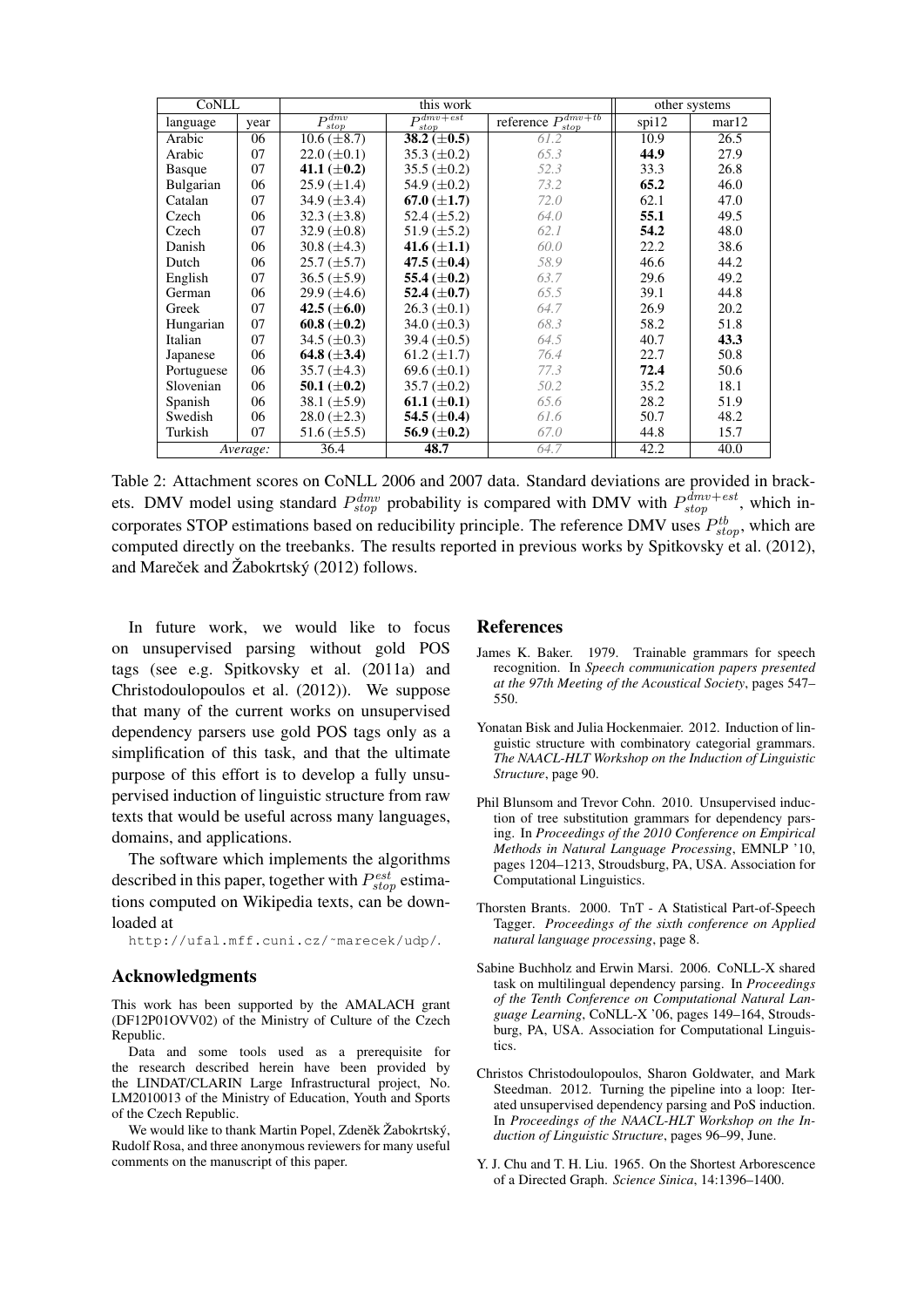| CoNLL | | this work | | | other systems | |
|---|---|---|---|---|---|---|
| language | year | $P_{stop}^{dmv}$ | $P_{stop}^{dmv+est}$ | reference $P_{stop}^{dmv+tb}$ | spi12 | mar12 |
| Arabic | 06 | 10.6 (±8.7) | **38.2 (±0.5)** | *61.2* | 10.9 | 26.5 |
| Arabic | 07 | 22.0 (±0.1) | 35.3 (±0.2) | *65.3* | **44.9** | 27.9 |
| Basque | 07 | **41.1 (±0.2)** | 35.5 (±0.2) | *52.3* | 33.3 | 26.8 |
| Bulgarian | 06 | 25.9 (±1.4) | 54.9 (±0.2) | *73.2* | **65.2** | 46.0 |
| Catalan | 07 | 34.9 (±3.4) | **67.0 (±1.7)** | *72.0* | 62.1 | 47.0 |
| Czech | 06 | 32.3 (±3.8) | 52.4 (±5.2) | *64.0* | **55.1** | 49.5 |
| Czech | 07 | 32.9 (±0.8) | 51.9 (±5.2) | *62.1* | **54.2** | 48.0 |
| Danish | 06 | 30.8 (±4.3) | **41.6 (±1.1)** | *60.0* | 22.2 | 38.6 |
| Dutch | 06 | 25.7 (±5.7) | **47.5 (±0.4)** | *58.9* | 46.6 | 44.2 |
| English | 07 | 36.5 (±5.9) | **55.4 (±0.2)** | *63.7* | 29.6 | 49.2 |
| German | 06 | 29.9 (±4.6) | **52.4 (±0.7)** | *65.5* | 39.1 | 44.8 |
| Greek | 07 | **42.5 (±6.0)** | 26.3 (±0.1) | *64.7* | 26.9 | 20.2 |
| Hungarian | 07 | **60.8 (±0.2)** | 34.0 (±0.3) | *68.3* | 58.2 | 51.8 |
| Italian | 07 | 34.5 (±0.3) | 39.4 (±0.5) | *64.5* | 40.7 | **43.3** |
| Japanese | 06 | **64.8 (±3.4)** | 61.2 (±1.7) | *76.4* | 22.7 | 50.8 |
| Portuguese | 06 | 35.7 (±4.3) | 69.6 (±0.1) | *77.3* | **72.4** | 50.6 |
| Slovenian | 06 | **50.1 (±0.2)** | 35.7 (±0.2) | *50.2* | 35.2 | 18.1 |
| Spanish | 06 | 38.1 (±5.9) | **61.1 (±0.1)** | *65.6* | 28.2 | 51.9 |
| Swedish | 06 | 28.0 (±2.3) | **54.5 (±0.4)** | *61.6* | 50.7 | 48.2 |
| Turkish | 07 | 51.6 (±5.5) | **56.9 (±0.2)** | *67.0* | 44.8 | 15.7 |
| *Average:* | | 36.4 | **48.7** | *64.7* | 42.2 | 40.0 |

Table 2: Attachment scores on CoNLL 2006 and 2007 data. Standard deviations are provided in brackets. DMV model using standard $P_{stop}^{dmv}$ probability is compared with DMV with $P_{stop}^{dmv+est}$, which incorporates STOP estimations based on reducibility principle. The reference DMV uses $P_{stop}^{tb}$, which are computed directly on the treebanks. The results reported in previous works by Spitkovsky et al. (2012), and Mareček and Žabokrtský (2012) follows.

In future work, we would like to focus on unsupervised parsing without gold POS tags (see e.g. Spitkovsky et al. (2011a) and Christodoulopoulos et al. (2012)). We suppose that many of the current works on unsupervised dependency parsers use gold POS tags only as a simplification of this task, and that the ultimate purpose of this effort is to develop a fully unsupervised induction of linguistic structure from raw texts that would be useful across many languages, domains, and applications.

The software which implements the algorithms described in this paper, together with $P_{stop}^{est}$ estimations computed on Wikipedia texts, can be downloaded at http://ufal.mff.cuni.cz/~marecek/udp/.

## Acknowledgments

This work has been supported by the AMALACH grant (DF12P01OVV02) of the Ministry of Culture of the Czech Republic.

Data and some tools used as a prerequisite for the research described herein have been provided by the LINDAT/CLARIN Large Infrastructural project, No. LM2010013 of the Ministry of Education, Youth and Sports of the Czech Republic.

We would like to thank Martin Popel, Zdeněk Žabokrtský, Rudolf Rosa, and three anonymous reviewers for many useful comments on the manuscript of this paper.

## References

James K. Baker. 1979. Trainable grammars for speech recognition. In *Speech communication papers presented at the 97th Meeting of the Acoustical Society*, pages 547–550.

Yonatan Bisk and Julia Hockenmaier. 2012. Induction of linguistic structure with combinatory categorial grammars. *The NAACL-HLT Workshop on the Induction of Linguistic Structure*, page 90.

Phil Blunsom and Trevor Cohn. 2010. Unsupervised induction of tree substitution grammars for dependency parsing. In *Proceedings of the 2010 Conference on Empirical Methods in Natural Language Processing*, EMNLP '10, pages 1204–1213, Stroudsburg, PA, USA. Association for Computational Linguistics.

Thorsten Brants. 2000. TnT - A Statistical Part-of-Speech Tagger. *Proceedings of the sixth conference on Applied natural language processing*, page 8.

Sabine Buchholz and Erwin Marsi. 2006. CoNLL-X shared task on multilingual dependency parsing. In *Proceedings of the Tenth Conference on Computational Natural Language Learning*, CoNLL-X '06, pages 149–164, Stroudsburg, PA, USA. Association for Computational Linguistics.

Christos Christodoulopoulos, Sharon Goldwater, and Mark Steedman. 2012. Turning the pipeline into a loop: Iterated unsupervised dependency parsing and PoS induction. In *Proceedings of the NAACL-HLT Workshop on the Induction of Linguistic Structure*, pages 96–99, June.

Y. J. Chu and T. H. Liu. 1965. On the Shortest Arborescence of a Directed Graph. *Science Sinica*, 14:1396–1400.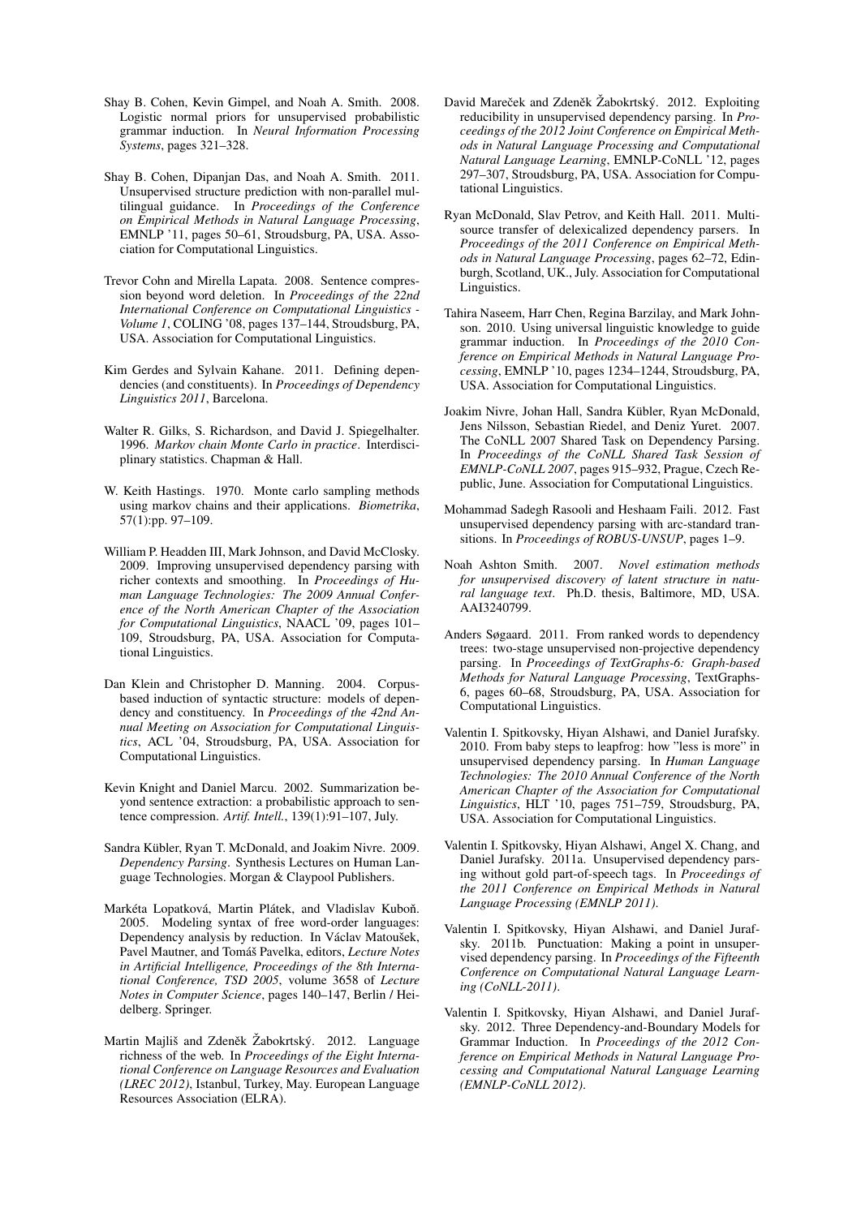Shay B. Cohen, Kevin Gimpel, and Noah A. Smith. 2008. Logistic normal priors for unsupervised probabilistic grammar induction. In *Neural Information Processing Systems*, pages 321–328.

Shay B. Cohen, Dipanjan Das, and Noah A. Smith. 2011. Unsupervised structure prediction with non-parallel multilingual guidance. In *Proceedings of the Conference on Empirical Methods in Natural Language Processing*, EMNLP '11, pages 50–61, Stroudsburg, PA, USA. Association for Computational Linguistics.

Trevor Cohn and Mirella Lapata. 2008. Sentence compression beyond word deletion. In *Proceedings of the 22nd International Conference on Computational Linguistics - Volume 1*, COLING '08, pages 137–144, Stroudsburg, PA, USA. Association for Computational Linguistics.

Kim Gerdes and Sylvain Kahane. 2011. Defining dependencies (and constituents). In *Proceedings of Dependency Linguistics 2011*, Barcelona.

Walter R. Gilks, S. Richardson, and David J. Spiegelhalter. 1996. *Markov chain Monte Carlo in practice*. Interdisciplinary statistics. Chapman & Hall.

W. Keith Hastings. 1970. Monte carlo sampling methods using markov chains and their applications. *Biometrika*, 57(1):pp. 97–109.

William P. Headden III, Mark Johnson, and David McClosky. 2009. Improving unsupervised dependency parsing with richer contexts and smoothing. In *Proceedings of Human Language Technologies: The 2009 Annual Conference of the North American Chapter of the Association for Computational Linguistics*, NAACL '09, pages 101–109, Stroudsburg, PA, USA. Association for Computational Linguistics.

Dan Klein and Christopher D. Manning. 2004. Corpus-based induction of syntactic structure: models of dependency and constituency. In *Proceedings of the 42nd Annual Meeting on Association for Computational Linguistics*, ACL '04, Stroudsburg, PA, USA. Association for Computational Linguistics.

Kevin Knight and Daniel Marcu. 2002. Summarization beyond sentence extraction: a probabilistic approach to sentence compression. *Artif. Intell.*, 139(1):91–107, July.

Sandra Kübler, Ryan T. McDonald, and Joakim Nivre. 2009. *Dependency Parsing*. Synthesis Lectures on Human Language Technologies. Morgan & Claypool Publishers.

Markéta Lopatková, Martin Plátek, and Vladislav Kuboň. 2005. Modeling syntax of free word-order languages: Dependency analysis by reduction. In Václav Matoušek, Pavel Mautner, and Tomáš Pavelka, editors, *Lecture Notes in Artificial Intelligence, Proceedings of the 8th International Conference, TSD 2005*, volume 3658 of *Lecture Notes in Computer Science*, pages 140–147, Berlin / Heidelberg. Springer.

Martin Majliš and Zdeněk Žabokrtský. 2012. Language richness of the web. In *Proceedings of the Eight International Conference on Language Resources and Evaluation (LREC 2012)*, Istanbul, Turkey, May. European Language Resources Association (ELRA).

David Mareček and Zdeněk Žabokrtský. 2012. Exploiting reducibility in unsupervised dependency parsing. In *Proceedings of the 2012 Joint Conference on Empirical Methods in Natural Language Processing and Computational Natural Language Learning*, EMNLP-CoNLL '12, pages 297–307, Stroudsburg, PA, USA. Association for Computational Linguistics.

Ryan McDonald, Slav Petrov, and Keith Hall. 2011. Multi-source transfer of delexicalized dependency parsers. In *Proceedings of the 2011 Conference on Empirical Methods in Natural Language Processing*, pages 62–72, Edinburgh, Scotland, UK., July. Association for Computational Linguistics.

Tahira Naseem, Harr Chen, Regina Barzilay, and Mark Johnson. 2010. Using universal linguistic knowledge to guide grammar induction. In *Proceedings of the 2010 Conference on Empirical Methods in Natural Language Processing*, EMNLP '10, pages 1234–1244, Stroudsburg, PA, USA. Association for Computational Linguistics.

Joakim Nivre, Johan Hall, Sandra Kübler, Ryan McDonald, Jens Nilsson, Sebastian Riedel, and Deniz Yuret. 2007. The CoNLL 2007 Shared Task on Dependency Parsing. In *Proceedings of the CoNLL Shared Task Session of EMNLP-CoNLL 2007*, pages 915–932, Prague, Czech Republic, June. Association for Computational Linguistics.

Mohammad Sadegh Rasooli and Heshaam Faili. 2012. Fast unsupervised dependency parsing with arc-standard transitions. In *Proceedings of ROBUS-UNSUP*, pages 1–9.

Noah Ashton Smith. 2007. *Novel estimation methods for unsupervised discovery of latent structure in natural language text*. Ph.D. thesis, Baltimore, MD, USA. AAI3240799.

Anders Søgaard. 2011. From ranked words to dependency trees: two-stage unsupervised non-projective dependency parsing. In *Proceedings of TextGraphs-6: Graph-based Methods for Natural Language Processing*, TextGraphs-6, pages 60–68, Stroudsburg, PA, USA. Association for Computational Linguistics.

Valentin I. Spitkovsky, Hiyan Alshawi, and Daniel Jurafsky. 2010. From baby steps to leapfrog: how "less is more" in unsupervised dependency parsing. In *Human Language Technologies: The 2010 Annual Conference of the North American Chapter of the Association for Computational Linguistics*, HLT '10, pages 751–759, Stroudsburg, PA, USA. Association for Computational Linguistics.

Valentin I. Spitkovsky, Hiyan Alshawi, Angel X. Chang, and Daniel Jurafsky. 2011a. Unsupervised dependency parsing without gold part-of-speech tags. In *Proceedings of the 2011 Conference on Empirical Methods in Natural Language Processing (EMNLP 2011)*.

Valentin I. Spitkovsky, Hiyan Alshawi, and Daniel Jurafsky. 2011b. Punctuation: Making a point in unsupervised dependency parsing. In *Proceedings of the Fifteenth Conference on Computational Natural Language Learning (CoNLL-2011)*.

Valentin I. Spitkovsky, Hiyan Alshawi, and Daniel Jurafsky. 2012. Three Dependency-and-Boundary Models for Grammar Induction. In *Proceedings of the 2012 Conference on Empirical Methods in Natural Language Processing and Computational Natural Language Learning (EMNLP-CoNLL 2012)*.